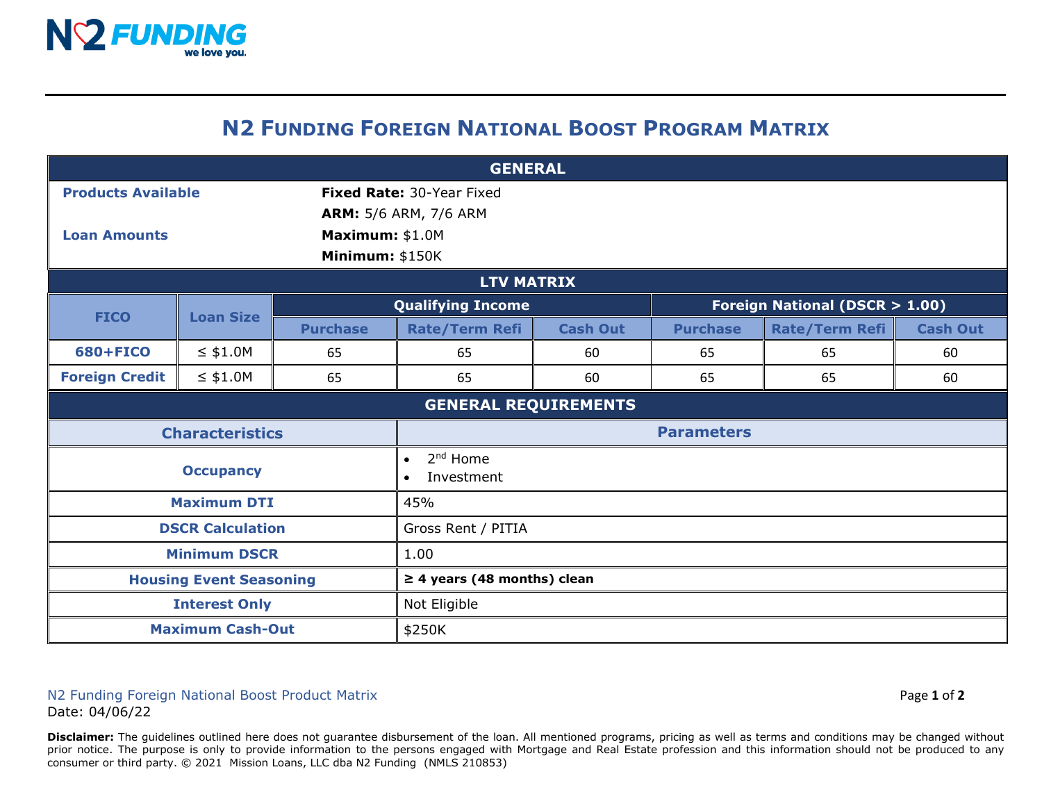N2 FUNDING
we love you.

# N2 Funding Foreign National Boost Program Matrix

## GENERAL

| | |
|---|---|
| **Products Available** | **Fixed Rate:** 30-Year Fixed |
| | **ARM:** 5/6 ARM, 7/6 ARM |
| **Loan Amounts** | **Maximum:** $1.0M |
| | **Minimum:** $150K |

## LTV MATRIX

| FICO | Loan Size | Qualifying Income | | | Foreign National (DSCR > 1.00) | | |
|---|---|---|---|---|---|---|---|
| | | Purchase | Rate/Term Refi | Cash Out | Purchase | Rate/Term Refi | Cash Out |
| **680+FICO** | ≤ $1.0M | 65 | 65 | 60 | 65 | 65 | 60 |
| **Foreign Credit** | ≤ $1.0M | 65 | 65 | 60 | 65 | 65 | 60 |

## GENERAL REQUIREMENTS

| Characteristics | Parameters |
|---|---|
| **Occupancy** | • 2nd Home<br>• Investment |
| **Maximum DTI** | 45% |
| **DSCR Calculation** | Gross Rent / PITIA |
| **Minimum DSCR** | 1.00 |
| **Housing Event Seasoning** | **≥ 4 years (48 months) clean** |
| **Interest Only** | Not Eligible |
| **Maximum Cash-Out** | $250K |

N2 Funding Foreign National Boost Product Matrix
Date: 04/06/22

**Disclaimer:** The guidelines outlined here does not guarantee disbursement of the loan. All mentioned programs, pricing as well as terms and conditions may be changed without prior notice. The purpose is only to provide information to the persons engaged with Mortgage and Real Estate profession and this information should not be produced to any consumer or third party. © 2021 Mission Loans, LLC dba N2 Funding (NMLS 210853)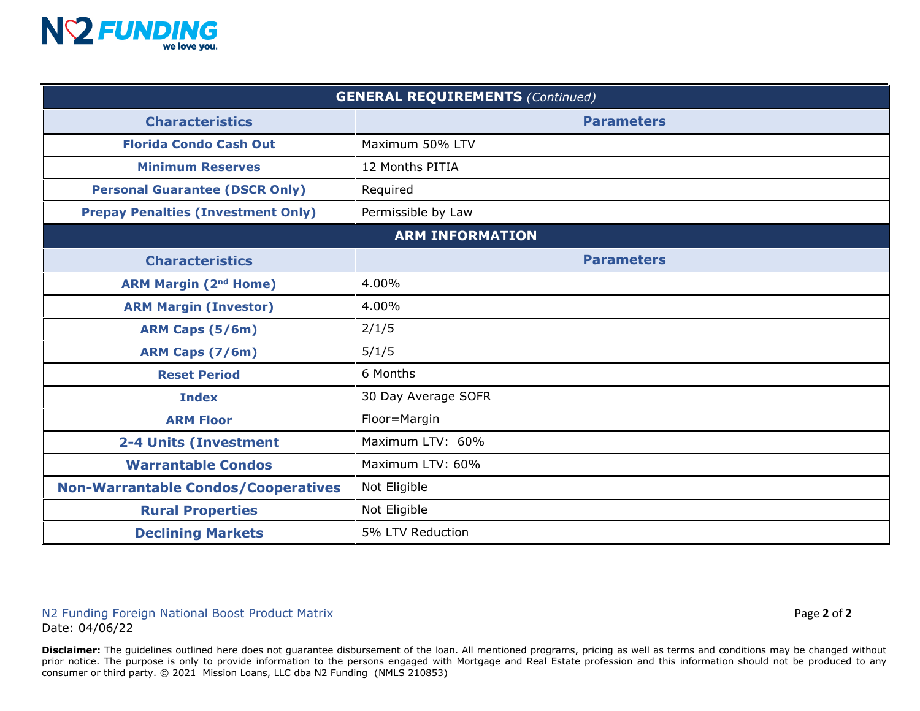| GENERAL REQUIREMENTS *(Continued)* | |
|---|---|
| **Characteristics** | **Parameters** |
| **Florida Condo Cash Out** | Maximum 50% LTV |
| **Minimum Reserves** | 12 Months PITIA |
| **Personal Guarantee (DSCR Only)** | Required |
| **Prepay Penalties (Investment Only)** | Permissible by Law |

| ARM INFORMATION | |
|---|---|
| **Characteristics** | **Parameters** |
| **ARM Margin (2nd Home)** | 4.00% |
| **ARM Margin (Investor)** | 4.00% |
| **ARM Caps (5/6m)** | 2/1/5 |
| **ARM Caps (7/6m)** | 5/1/5 |
| **Reset Period** | 6 Months |
| **Index** | 30 Day Average SOFR |
| **ARM Floor** | Floor=Margin |
| **2-4 Units (Investment** | Maximum LTV: 60% |
| **Warrantable Condos** | Maximum LTV: 60% |
| **Non-Warrantable Condos/Cooperatives** | Not Eligible |
| **Rural Properties** | Not Eligible |
| **Declining Markets** | 5% LTV Reduction |

N2 Funding Foreign National Boost Product Matrix
Date: 04/06/22

**Disclaimer:** The guidelines outlined here does not guarantee disbursement of the loan. All mentioned programs, pricing as well as terms and conditions may be changed without prior notice. The purpose is only to provide information to the persons engaged with Mortgage and Real Estate profession and this information should not be produced to any consumer or third party. © 2021 Mission Loans, LLC dba N2 Funding (NMLS 210853)